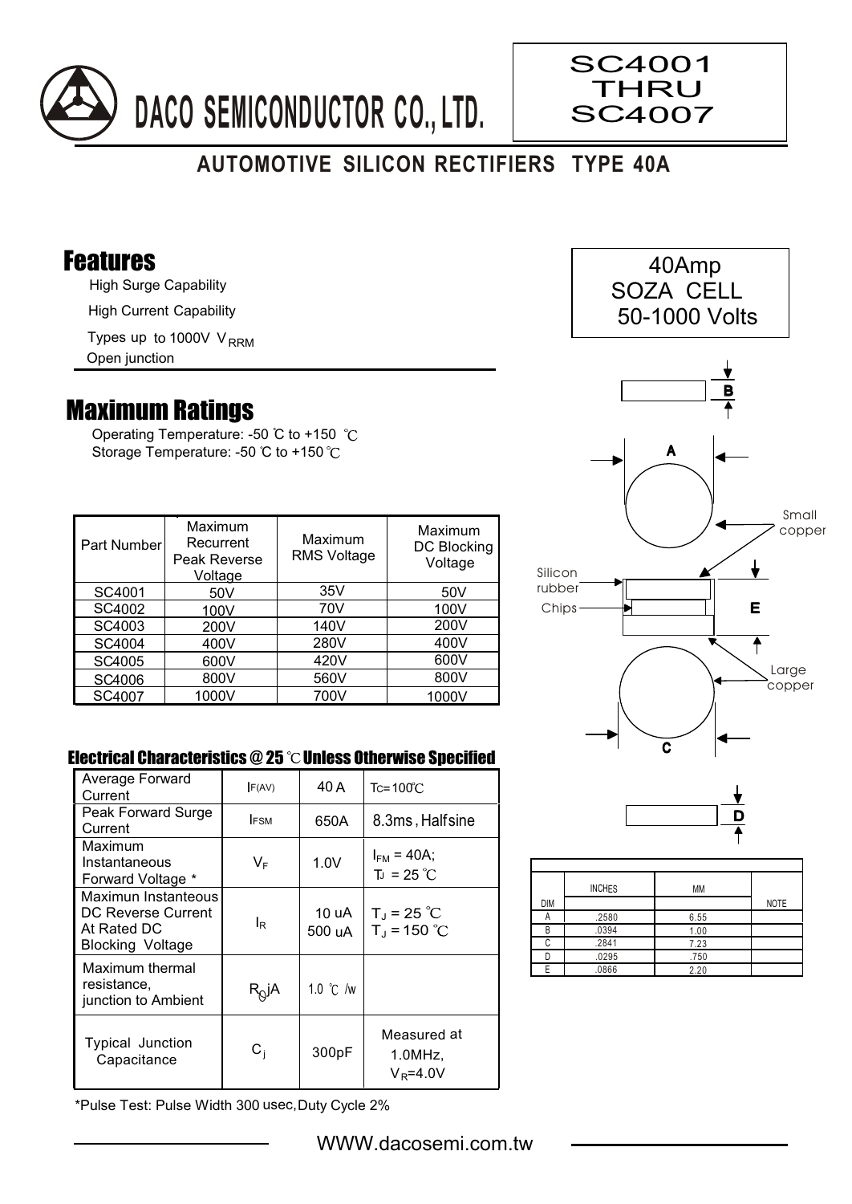# DACO SEMICONDUCTOR CO., LTD.

**SC4001 THRU SC4007**

## AUTOMOTIVE SILICON RECTIFIERS TYPE 40A

40Amp
SOZA CELL
50-1000 Volts

## Features

- High Surge Capability
- High Current Capability
- Types up to 1000V $V_{RRM}$
- Open junction

## Maximum Ratings

Operating Temperature: -50 ℃ to +150 ℃
Storage Temperature: -50 ℃ to +150 ℃

| Part Number | Maximum Recurrent Peak Reverse Voltage | Maximum RMS Voltage | Maximum DC Blocking Voltage |
|---|---|---|---|
| SC4001 | 50V | 35V | 50V |
| SC4002 | 100V | 70V | 100V |
| SC4003 | 200V | 140V | 200V |
| SC4004 | 400V | 280V | 400V |
| SC4005 | 600V | 420V | 600V |
| SC4006 | 800V | 560V | 800V |
| SC4007 | 1000V | 700V | 1000V |

### Electrical Characteristics @ 25 ℃ Unless Otherwise Specified

| | | | |
|---|---|---|---|
| Average Forward Current | $I_{F(AV)}$ | 40 A | Tc=100℃ |
| Peak Forward Surge Current | $I_{FSM}$ | 650A | 8.3ms, Halfsine |
| Maximum Instantaneous Forward Voltage * | $V_F$ | 1.0V | $I_{FM}$ = 40A; $T_J$ = 25 ℃ |
| Maximun Instanteous DC Reverse Current At Rated DC Blocking Voltage | $I_R$ | 10 uA<br>500 uA | $T_J$ = 25 ℃<br>$T_J$ = 150 ℃ |
| Maximum thermal resistance, junction to Ambient | $R_{\theta}jA$ | 1.0 ℃ /w | |
| Typical Junction Capacitance | $C_j$ | 300pF | Measured at 1.0MHz, $V_R$=4.0V |

*Pulse Test: Pulse Width 300 usec, Duty Cycle 2%

Small copper
Silicon rubber
Chips
Large copper

| DIM | INCHES | MM | NOTE |
|---|---|---|---|
| A | .2580 | 6.55 | |
| B | .0394 | 1.00 | |
| C | .2841 | 7.23 | |
| D | .0295 | .750 | |
| E | .0866 | 2.20 | |

WWW.dacosemi.com.tw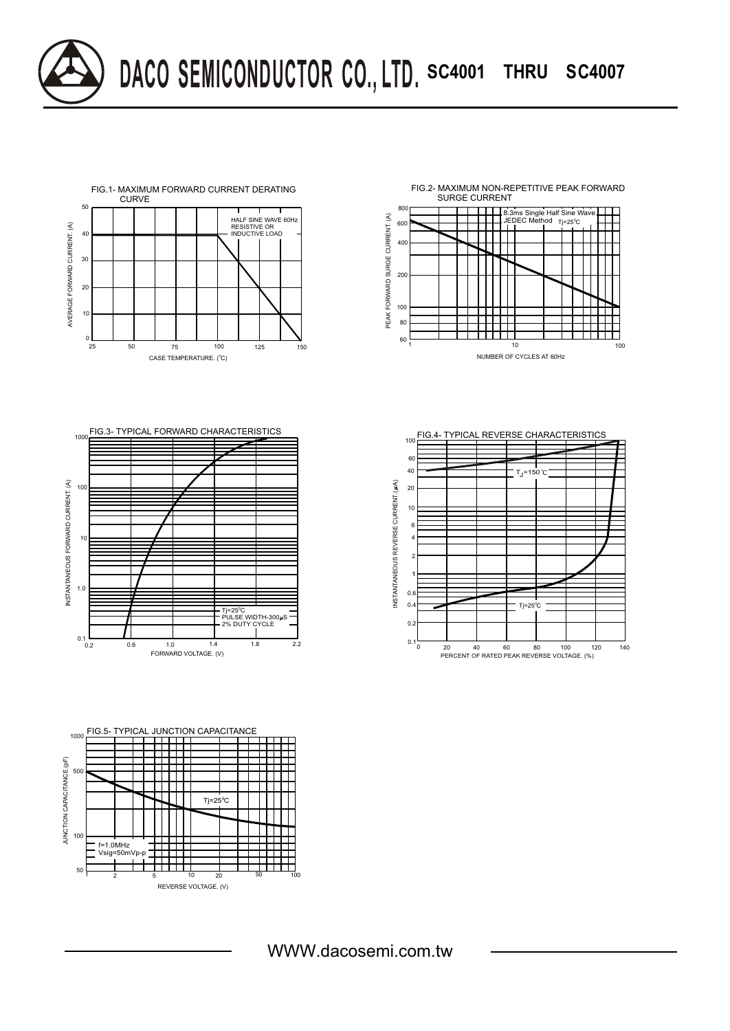# DACO SEMICONDUCTOR CO., LTD. SC4001 THRU SC4007

FIG.1- MAXIMUM FORWARD CURRENT DERATING CURVE

AVERAGE FORWARD CURRENT. (A)

50
40
30
20
10
0

25 50 75 100 125 150

CASE TEMPERATURE. (°C)

HALF SINE WAVE 60Hz
RESISTIVE OR
INDUCTIVE LOAD

FIG.2- MAXIMUM NON-REPETITIVE PEAK FORWARD SURGE CURRENT

PEAK FORWARD SURGE CURRENT. (A)

800
600
400
200
100
80
60

1 10 100

NUMBER OF CYCLES AT 60Hz

8.3ms Single Half Sine Wave
JEDEC Method Tj=25°C

FIG.3- TYPICAL FORWARD CHARACTERISTICS

INSTANTANEOUS FORWARD CURRENT. (A)

1000
100
10
1.0
0.1

0.2 0.6 1.0 1.4 1.8 2.2

FORWARD VOLTAGE. (V)

Tj=25°C
PULSE WIDTH-300μS
2% DUTY CYCLE

FIG.4- TYPICAL REVERSE CHARACTERISTICS

INSTANTANEOUS REVERSE CURRENT. (μA)

100
60
40
20
10
6
4
2
1
0.6
0.4
0.2
0.1

0 20 40 60 80 100 120 140

PERCENT OF RATED PEAK REVERSE VOLTAGE. (%)

$T_J$=150°C

Tj=25°C

FIG.5- TYPICAL JUNCTION CAPACITANCE

JUNCTION CAPACITANCE.(pF)

1000
500
100
50

1 2 5 10 20 50 100

REVERSE VOLTAGE. (V)

Tj=25°C

f=1.0MHz
Vsig=50mVp-p

WWW.dacosemi.com.tw